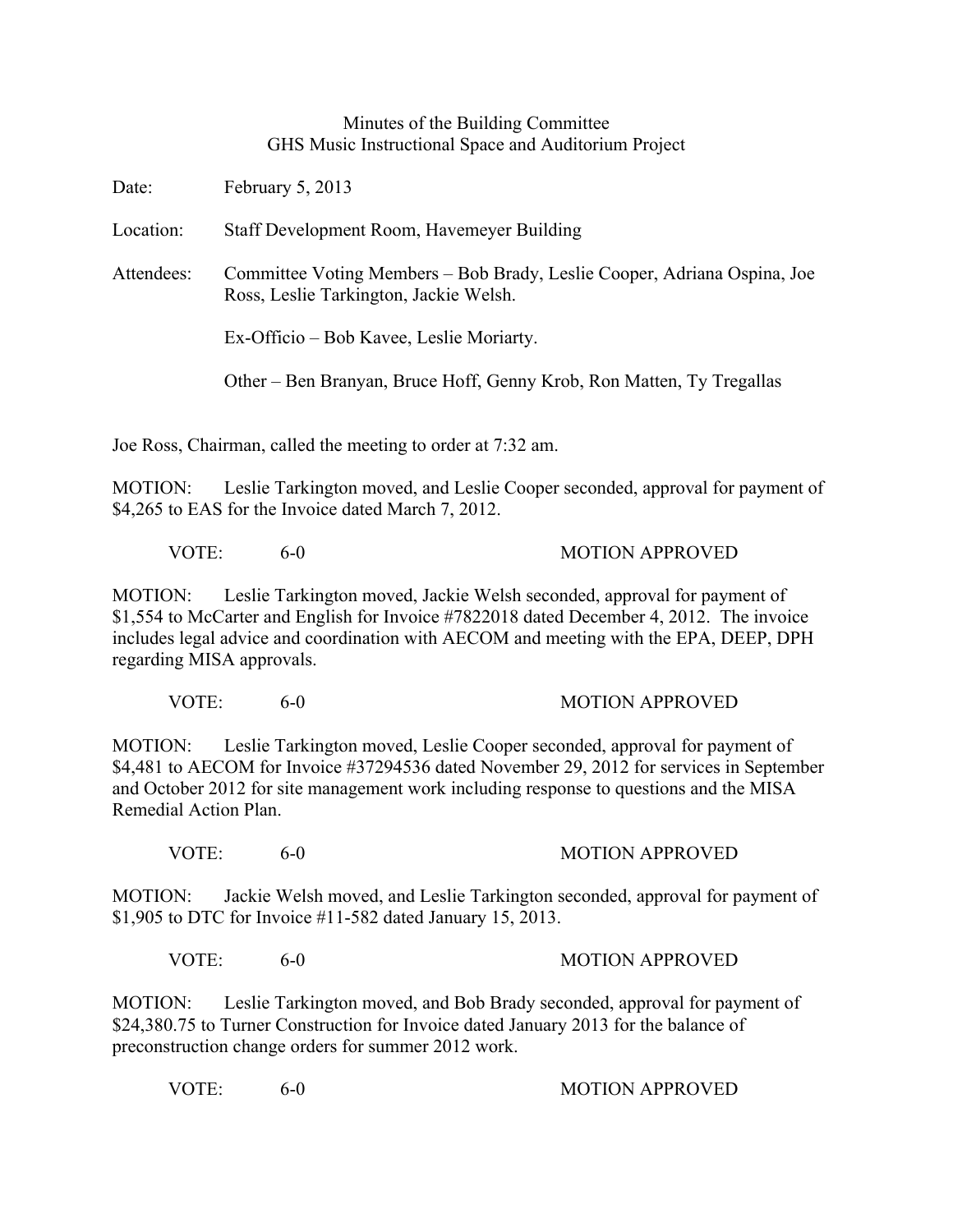Minutes of the Building Committee
GHS Music Instructional Space and Auditorium Project

Date: February 5, 2013

Location: Staff Development Room, Havemeyer Building

Attendees: Committee Voting Members – Bob Brady, Leslie Cooper, Adriana Ospina, Joe Ross, Leslie Tarkington, Jackie Welsh.

Ex-Officio – Bob Kavee, Leslie Moriarty.

Other – Ben Branyan, Bruce Hoff, Genny Krob, Ron Matten, Ty Tregallas

Joe Ross, Chairman, called the meeting to order at 7:32 am.

MOTION: Leslie Tarkington moved, and Leslie Cooper seconded, approval for payment of $4,265 to EAS for the Invoice dated March 7, 2012.

VOTE: 6-0 MOTION APPROVED

MOTION: Leslie Tarkington moved, Jackie Welsh seconded, approval for payment of $1,554 to McCarter and English for Invoice #7822018 dated December 4, 2012. The invoice includes legal advice and coordination with AECOM and meeting with the EPA, DEEP, DPH regarding MISA approvals.

VOTE: 6-0 MOTION APPROVED

MOTION: Leslie Tarkington moved, Leslie Cooper seconded, approval for payment of $4,481 to AECOM for Invoice #37294536 dated November 29, 2012 for services in September and October 2012 for site management work including response to questions and the MISA Remedial Action Plan.

VOTE: 6-0 MOTION APPROVED

MOTION: Jackie Welsh moved, and Leslie Tarkington seconded, approval for payment of $1,905 to DTC for Invoice #11-582 dated January 15, 2013.

VOTE: 6-0 MOTION APPROVED

MOTION: Leslie Tarkington moved, and Bob Brady seconded, approval for payment of $24,380.75 to Turner Construction for Invoice dated January 2013 for the balance of preconstruction change orders for summer 2012 work.

VOTE: 6-0 MOTION APPROVED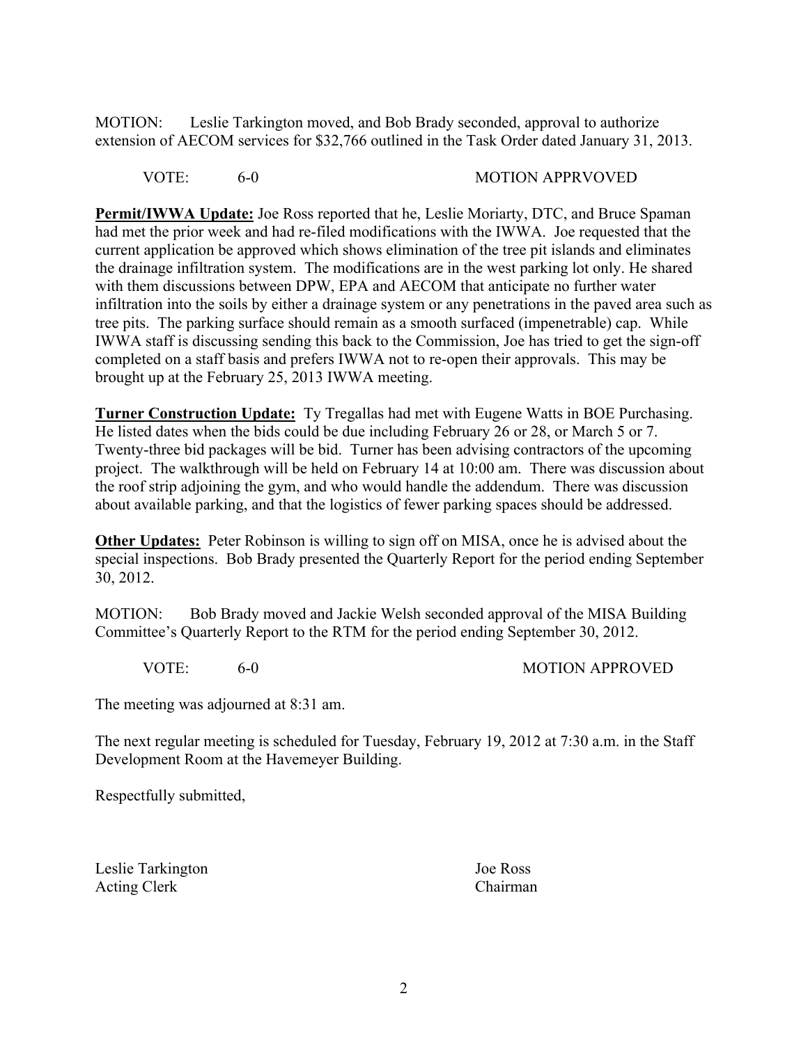MOTION: Leslie Tarkington moved, and Bob Brady seconded, approval to authorize extension of AECOM services for $32,766 outlined in the Task Order dated January 31, 2013.

VOTE: 6-0 MOTION APPRVOVED

**Permit/IWWA Update:** Joe Ross reported that he, Leslie Moriarty, DTC, and Bruce Spaman had met the prior week and had re-filed modifications with the IWWA. Joe requested that the current application be approved which shows elimination of the tree pit islands and eliminates the drainage infiltration system. The modifications are in the west parking lot only. He shared with them discussions between DPW, EPA and AECOM that anticipate no further water infiltration into the soils by either a drainage system or any penetrations in the paved area such as tree pits. The parking surface should remain as a smooth surfaced (impenetrable) cap. While IWWA staff is discussing sending this back to the Commission, Joe has tried to get the sign-off completed on a staff basis and prefers IWWA not to re-open their approvals. This may be brought up at the February 25, 2013 IWWA meeting.

**Turner Construction Update:** Ty Tregallas had met with Eugene Watts in BOE Purchasing. He listed dates when the bids could be due including February 26 or 28, or March 5 or 7. Twenty-three bid packages will be bid. Turner has been advising contractors of the upcoming project. The walkthrough will be held on February 14 at 10:00 am. There was discussion about the roof strip adjoining the gym, and who would handle the addendum. There was discussion about available parking, and that the logistics of fewer parking spaces should be addressed.

**Other Updates:** Peter Robinson is willing to sign off on MISA, once he is advised about the special inspections. Bob Brady presented the Quarterly Report for the period ending September 30, 2012.

MOTION: Bob Brady moved and Jackie Welsh seconded approval of the MISA Building Committee's Quarterly Report to the RTM for the period ending September 30, 2012.

VOTE: 6-0 MOTION APPROVED

The meeting was adjourned at 8:31 am.

The next regular meeting is scheduled for Tuesday, February 19, 2012 at 7:30 a.m. in the Staff Development Room at the Havemeyer Building.

Respectfully submitted,

Leslie Tarkington
Acting Clerk

Joe Ross
Chairman